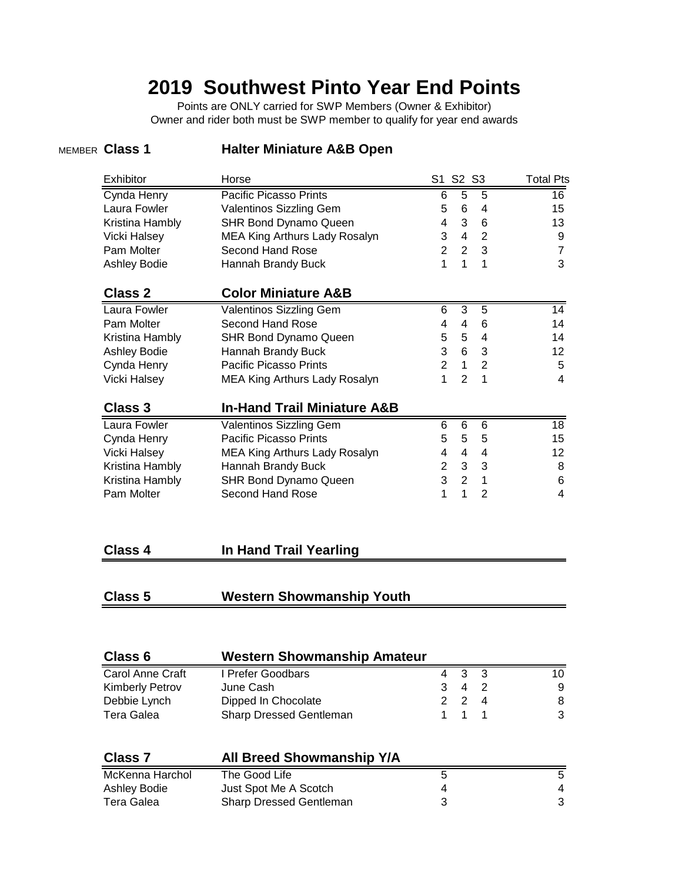# 2019 Southwest Pinto Year End Points

Points are ONLY carried for SWP Members (Owner & Exhibitor)
Owner and rider both must be SWP member to qualify for year end awards

MEMBER **Class 1** **Halter Miniature A&B Open**

| Exhibitor | Horse | S1 | S2 | S3 | Total Pts |
|---|---|---|---|---|---|
| Cynda Henry | Pacific Picasso Prints | 6 | 5 | 5 | 16 |
| Laura Fowler | Valentinos Sizzling Gem | 5 | 6 | 4 | 15 |
| Kristina Hambly | SHR Bond Dynamo Queen | 4 | 3 | 6 | 13 |
| Vicki Halsey | MEA King Arthurs Lady Rosalyn | 3 | 4 | 2 | 9 |
| Pam Molter | Second Hand Rose | 2 | 2 | 3 | 7 |
| Ashley Bodie | Hannah Brandy Buck | 1 | 1 | 1 | 3 |

**Class 2** **Color Miniature A&B**

| Exhibitor | Horse | S1 | S2 | S3 | Total Pts |
|---|---|---|---|---|---|
| Laura Fowler | Valentinos Sizzling Gem | 6 | 3 | 5 | 14 |
| Pam Molter | Second Hand Rose | 4 | 4 | 6 | 14 |
| Kristina Hambly | SHR Bond Dynamo Queen | 5 | 5 | 4 | 14 |
| Ashley Bodie | Hannah Brandy Buck | 3 | 6 | 3 | 12 |
| Cynda Henry | Pacific Picasso Prints | 2 | 1 | 2 | 5 |
| Vicki Halsey | MEA King Arthurs Lady Rosalyn | 1 | 2 | 1 | 4 |

**Class 3** **In-Hand Trail Miniature A&B**

| Exhibitor | Horse | S1 | S2 | S3 | Total Pts |
|---|---|---|---|---|---|
| Laura Fowler | Valentinos Sizzling Gem | 6 | 6 | 6 | 18 |
| Cynda Henry | Pacific Picasso Prints | 5 | 5 | 5 | 15 |
| Vicki Halsey | MEA King Arthurs Lady Rosalyn | 4 | 4 | 4 | 12 |
| Kristina Hambly | Hannah Brandy Buck | 2 | 3 | 3 | 8 |
| Kristina Hambly | SHR Bond Dynamo Queen | 3 | 2 | 1 | 6 |
| Pam Molter | Second Hand Rose | 1 | 1 | 2 | 4 |

**Class 4** **In Hand Trail Yearling**

**Class 5** **Western Showmanship Youth**

**Class 6** **Western Showmanship Amateur**

| Exhibitor | Horse | S1 | S2 | S3 | Total Pts |
|---|---|---|---|---|---|
| Carol Anne Craft | I Prefer Goodbars | 4 | 3 | 3 | 10 |
| Kimberly Petrov | June Cash | 3 | 4 | 2 | 9 |
| Debbie Lynch | Dipped In Chocolate | 2 | 2 | 4 | 8 |
| Tera Galea | Sharp Dressed Gentleman | 1 | 1 | 1 | 3 |

**Class 7** **All Breed Showmanship Y/A**

| Exhibitor | Horse | S1 | S2 | S3 | Total Pts |
|---|---|---|---|---|---|
| McKenna Harchol | The Good Life | 5 | | | 5 |
| Ashley Bodie | Just Spot Me A Scotch | 4 | | | 4 |
| Tera Galea | Sharp Dressed Gentleman | 3 | | | 3 |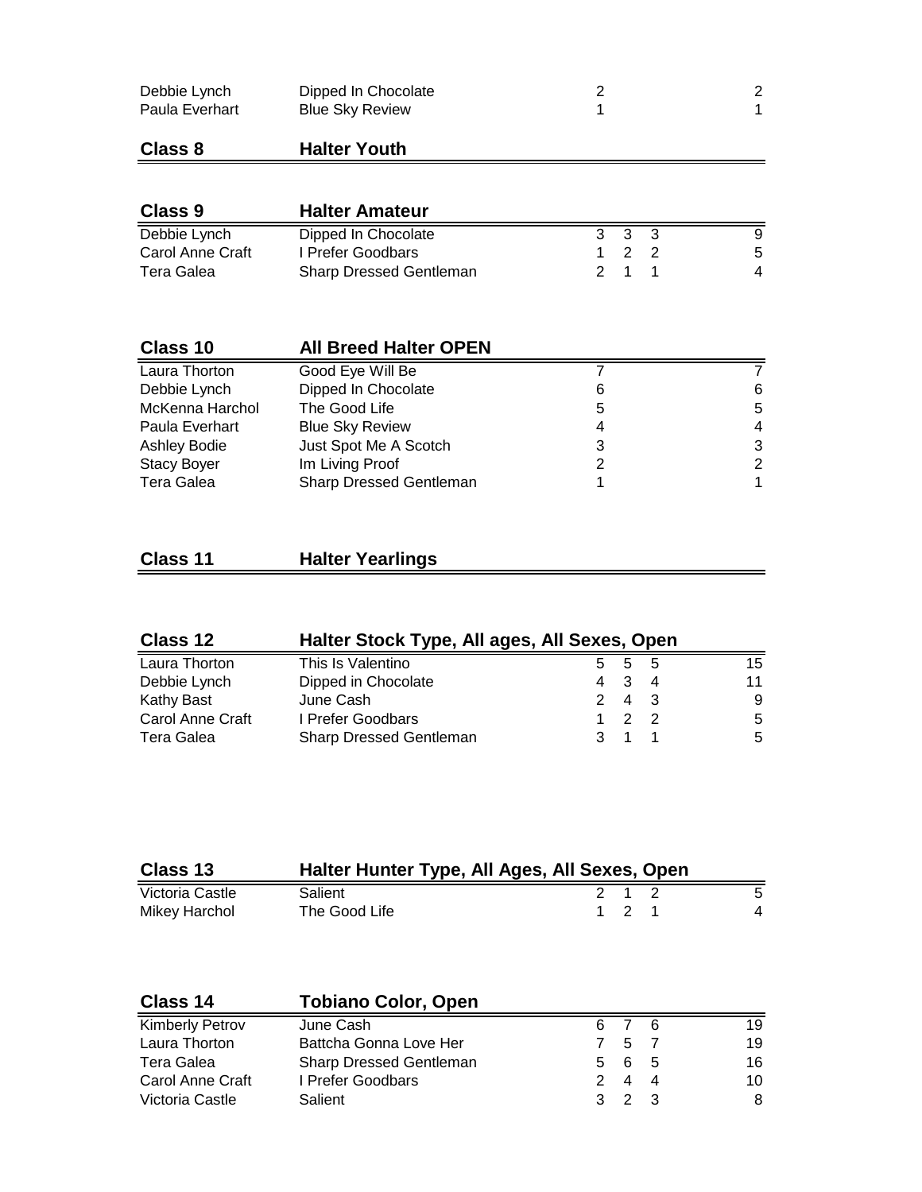| | | | | | |
|---|---|---|---|---|---|
| Debbie Lynch | Dipped In Chocolate | 2 | | | 2 |
| Paula Everhart | Blue Sky Review | 1 | | | 1 |

## Class 8 Halter Youth

## Class 9 Halter Amateur

| | | | | | |
|---|---|---|---|---|---|
| Debbie Lynch | Dipped In Chocolate | 3 | 3 | 3 | 9 |
| Carol Anne Craft | I Prefer Goodbars | 1 | 2 | 2 | 5 |
| Tera Galea | Sharp Dressed Gentleman | 2 | 1 | 1 | 4 |

## Class 10 All Breed Halter OPEN

| | | | | | |
|---|---|---|---|---|---|
| Laura Thorton | Good Eye Will Be | 7 | | | 7 |
| Debbie Lynch | Dipped In Chocolate | 6 | | | 6 |
| McKenna Harchol | The Good Life | 5 | | | 5 |
| Paula Everhart | Blue Sky Review | 4 | | | 4 |
| Ashley Bodie | Just Spot Me A Scotch | 3 | | | 3 |
| Stacy Boyer | Im Living Proof | 2 | | | 2 |
| Tera Galea | Sharp Dressed Gentleman | 1 | | | 1 |

## Class 11 Halter Yearlings

## Class 12 Halter Stock Type, All ages, All Sexes, Open

| | | | | | |
|---|---|---|---|---|---|
| Laura Thorton | This Is Valentino | 5 | 5 | 5 | 15 |
| Debbie Lynch | Dipped in Chocolate | 4 | 3 | 4 | 11 |
| Kathy Bast | June Cash | 2 | 4 | 3 | 9 |
| Carol Anne Craft | I Prefer Goodbars | 1 | 2 | 2 | 5 |
| Tera Galea | Sharp Dressed Gentleman | 3 | 1 | 1 | 5 |

## Class 13 Halter Hunter Type, All Ages, All Sexes, Open

| | | | | | |
|---|---|---|---|---|---|
| Victoria Castle | Salient | 2 | 1 | 2 | 5 |
| Mikey Harchol | The Good Life | 1 | 2 | 1 | 4 |

## Class 14 Tobiano Color, Open

| | | | | | |
|---|---|---|---|---|---|
| Kimberly Petrov | June Cash | 6 | 7 | 6 | 19 |
| Laura Thorton | Battcha Gonna Love Her | 7 | 5 | 7 | 19 |
| Tera Galea | Sharp Dressed Gentleman | 5 | 6 | 5 | 16 |
| Carol Anne Craft | I Prefer Goodbars | 2 | 4 | 4 | 10 |
| Victoria Castle | Salient | 3 | 2 | 3 | 8 |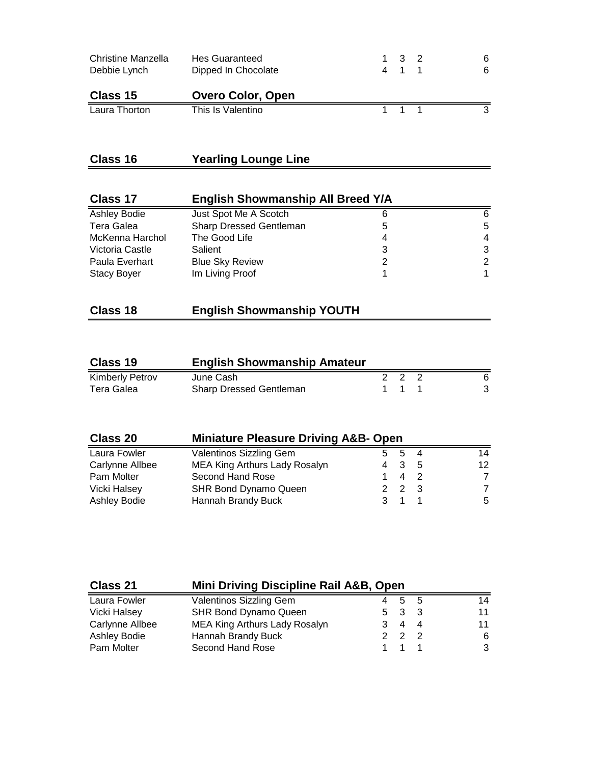| | | | | | |
|---|---|---|---|---|---|
| Christine Manzella | Hes Guaranteed | 1 | 3 | 2 | 6 |
| Debbie Lynch | Dipped In Chocolate | 4 | 1 | 1 | 6 |

## Class 15 Overo Color, Open

| | | | | | |
|---|---|---|---|---|---|
| Laura Thorton | This Is Valentino | 1 | 1 | 1 | 3 |

## Class 16 Yearling Lounge Line

## Class 17 English Showmanship All Breed Y/A

| | | | |
|---|---|---|---|
| Ashley Bodie | Just Spot Me A Scotch | 6 | 6 |
| Tera Galea | Sharp Dressed Gentleman | 5 | 5 |
| McKenna Harchol | The Good Life | 4 | 4 |
| Victoria Castle | Salient | 3 | 3 |
| Paula Everhart | Blue Sky Review | 2 | 2 |
| Stacy Boyer | Im Living Proof | 1 | 1 |

## Class 18 English Showmanship YOUTH

## Class 19 English Showmanship Amateur

| | | | | | |
|---|---|---|---|---|---|
| Kimberly Petrov | June Cash | 2 | 2 | 2 | 6 |
| Tera Galea | Sharp Dressed Gentleman | 1 | 1 | 1 | 3 |

## Class 20 Miniature Pleasure Driving A&B- Open

| | | | | | |
|---|---|---|---|---|---|
| Laura Fowler | Valentinos Sizzling Gem | 5 | 5 | 4 | 14 |
| Carlynne Allbee | MEA King Arthurs Lady Rosalyn | 4 | 3 | 5 | 12 |
| Pam Molter | Second Hand Rose | 1 | 4 | 2 | 7 |
| Vicki Halsey | SHR Bond Dynamo Queen | 2 | 2 | 3 | 7 |
| Ashley Bodie | Hannah Brandy Buck | 3 | 1 | 1 | 5 |

## Class 21 Mini Driving Discipline Rail A&B, Open

| | | | | | |
|---|---|---|---|---|---|
| Laura Fowler | Valentinos Sizzling Gem | 4 | 5 | 5 | 14 |
| Vicki Halsey | SHR Bond Dynamo Queen | 5 | 3 | 3 | 11 |
| Carlynne Allbee | MEA King Arthurs Lady Rosalyn | 3 | 4 | 4 | 11 |
| Ashley Bodie | Hannah Brandy Buck | 2 | 2 | 2 | 6 |
| Pam Molter | Second Hand Rose | 1 | 1 | 1 | 3 |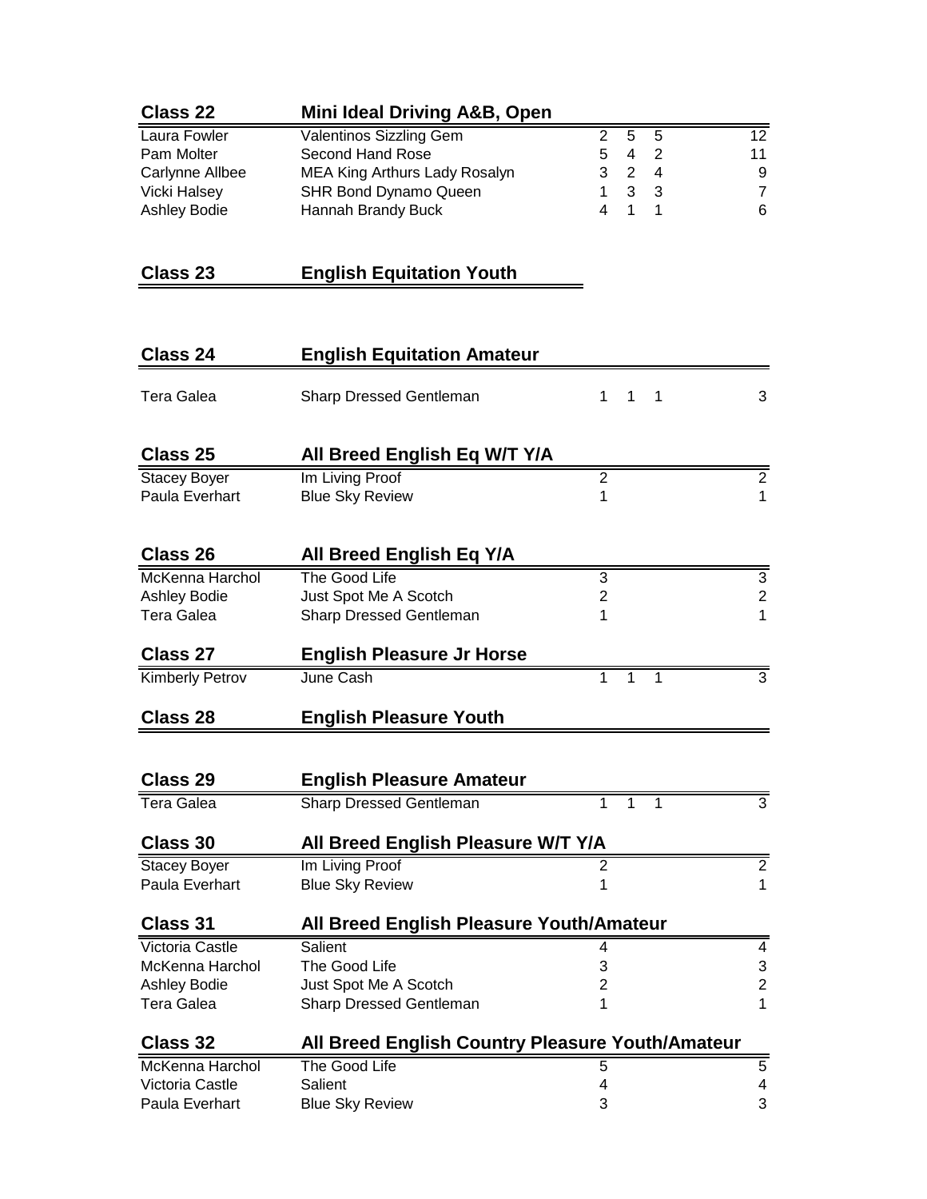## Class 22 — Mini Ideal Driving A&B, Open

| Rider | Horse | | | | Total |
|---|---|---|---|---|---|
| Laura Fowler | Valentinos Sizzling Gem | 2 | 5 | 5 | 12 |
| Pam Molter | Second Hand Rose | 5 | 4 | 2 | 11 |
| Carlynne Allbee | MEA King Arthurs Lady Rosalyn | 3 | 2 | 4 | 9 |
| Vicki Halsey | SHR Bond Dynamo Queen | 1 | 3 | 3 | 7 |
| Ashley Bodie | Hannah Brandy Buck | 4 | 1 | 1 | 6 |

## Class 23 — English Equitation Youth

## Class 24 — English Equitation Amateur

| Rider | Horse | | | | Total |
|---|---|---|---|---|---|
| Tera Galea | Sharp Dressed Gentleman | 1 | 1 | 1 | 3 |

## Class 25 — All Breed English Eq W/T Y/A

| Rider | Horse | | Total |
|---|---|---|---|
| Stacey Boyer | Im Living Proof | 2 | 2 |
| Paula Everhart | Blue Sky Review | 1 | 1 |

## Class 26 — All Breed English Eq Y/A

| Rider | Horse | | Total |
|---|---|---|---|
| McKenna Harchol | The Good Life | 3 | 3 |
| Ashley Bodie | Just Spot Me A Scotch | 2 | 2 |
| Tera Galea | Sharp Dressed Gentleman | 1 | 1 |

## Class 27 — English Pleasure Jr Horse

| Rider | Horse | | | | Total |
|---|---|---|---|---|---|
| Kimberly Petrov | June Cash | 1 | 1 | 1 | 3 |

## Class 28 — English Pleasure Youth

## Class 29 — English Pleasure Amateur

| Rider | Horse | | | | Total |
|---|---|---|---|---|---|
| Tera Galea | Sharp Dressed Gentleman | 1 | 1 | 1 | 3 |

## Class 30 — All Breed English Pleasure W/T Y/A

| Rider | Horse | | Total |
|---|---|---|---|
| Stacey Boyer | Im Living Proof | 2 | 2 |
| Paula Everhart | Blue Sky Review | 1 | 1 |

## Class 31 — All Breed English Pleasure Youth/Amateur

| Rider | Horse | | Total |
|---|---|---|---|
| Victoria Castle | Salient | 4 | 4 |
| McKenna Harchol | The Good Life | 3 | 3 |
| Ashley Bodie | Just Spot Me A Scotch | 2 | 2 |
| Tera Galea | Sharp Dressed Gentleman | 1 | 1 |

## Class 32 — All Breed English Country Pleasure Youth/Amateur

| Rider | Horse | | Total |
|---|---|---|---|
| McKenna Harchol | The Good Life | 5 | 5 |
| Victoria Castle | Salient | 4 | 4 |
| Paula Everhart | Blue Sky Review | 3 | 3 |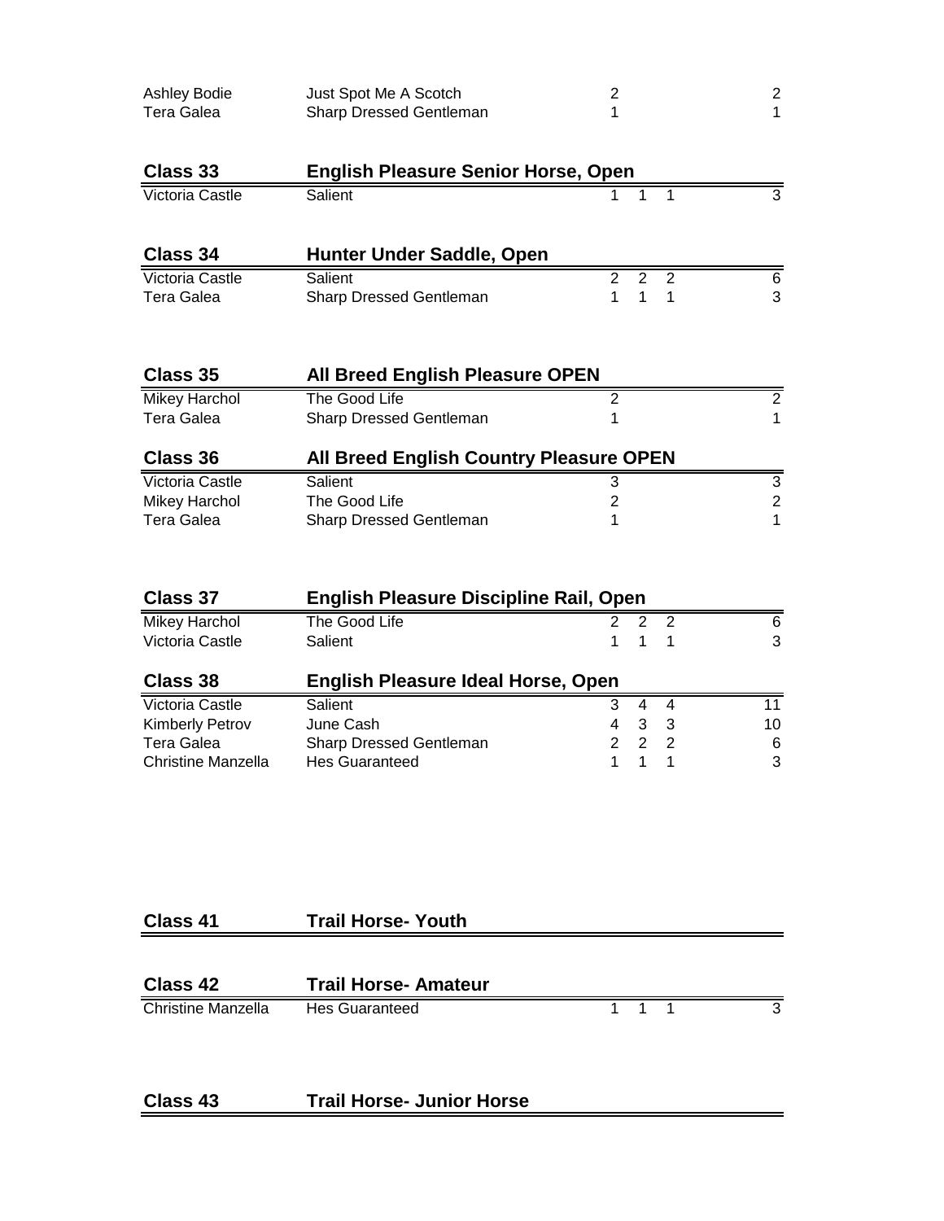| | | | | | |
|---|---|---|---|---|---|
| Ashley Bodie | Just Spot Me A Scotch | 2 | | | 2 |
| Tera Galea | Sharp Dressed Gentleman | 1 | | | 1 |

## Class 33 English Pleasure Senior Horse, Open

| | | | | | |
|---|---|---|---|---|---|
| Victoria Castle | Salient | 1 | 1 | 1 | 3 |

## Class 34 Hunter Under Saddle, Open

| | | | | | |
|---|---|---|---|---|---|
| Victoria Castle | Salient | 2 | 2 | 2 | 6 |
| Tera Galea | Sharp Dressed Gentleman | 1 | 1 | 1 | 3 |

## Class 35 All Breed English Pleasure OPEN

| | | | | | |
|---|---|---|---|---|---|
| Mikey Harchol | The Good Life | 2 | | | 2 |
| Tera Galea | Sharp Dressed Gentleman | 1 | | | 1 |

## Class 36 All Breed English Country Pleasure OPEN

| | | | | | |
|---|---|---|---|---|---|
| Victoria Castle | Salient | 3 | | | 3 |
| Mikey Harchol | The Good Life | 2 | | | 2 |
| Tera Galea | Sharp Dressed Gentleman | 1 | | | 1 |

## Class 37 English Pleasure Discipline Rail, Open

| | | | | | |
|---|---|---|---|---|---|
| Mikey Harchol | The Good Life | 2 | 2 | 2 | 6 |
| Victoria Castle | Salient | 1 | 1 | 1 | 3 |

## Class 38 English Pleasure Ideal Horse, Open

| | | | | | |
|---|---|---|---|---|---|
| Victoria Castle | Salient | 3 | 4 | 4 | 11 |
| Kimberly Petrov | June Cash | 4 | 3 | 3 | 10 |
| Tera Galea | Sharp Dressed Gentleman | 2 | 2 | 2 | 6 |
| Christine Manzella | Hes Guaranteed | 1 | 1 | 1 | 3 |

## Class 41 Trail Horse- Youth

## Class 42 Trail Horse- Amateur

| | | | | | |
|---|---|---|---|---|---|
| Christine Manzella | Hes Guaranteed | 1 | 1 | 1 | 3 |

## Class 43 Trail Horse- Junior Horse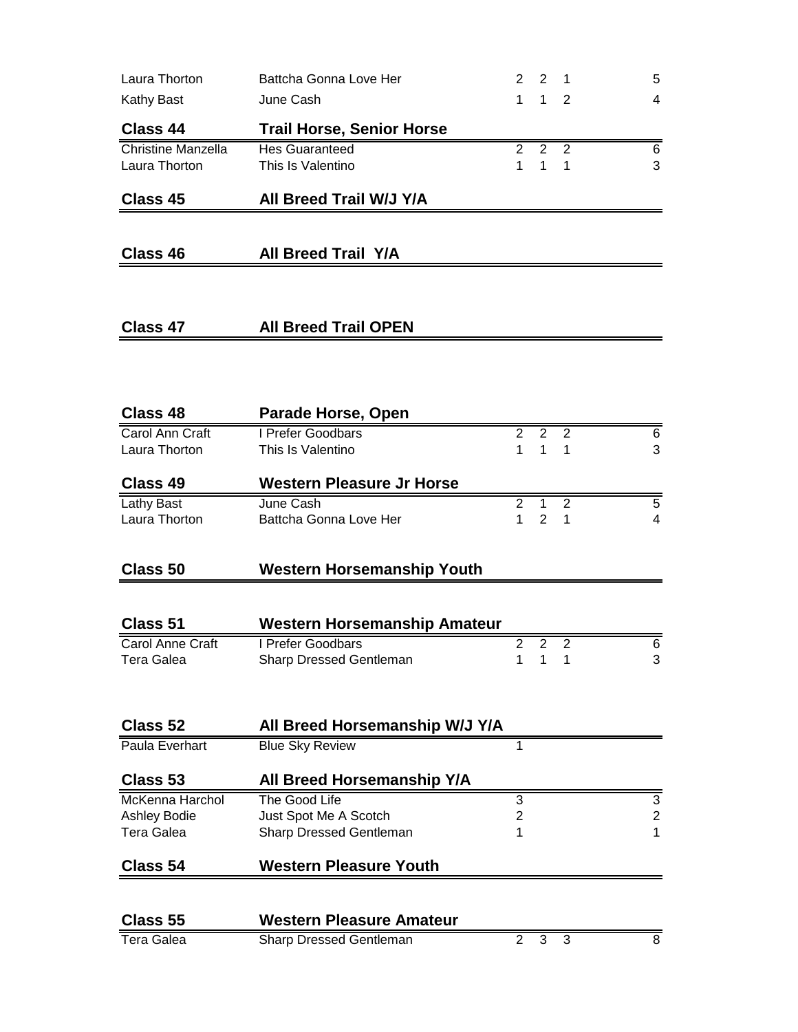| | | | | | |
|---|---|---|---|---|---|
| Laura Thorton | Battcha Gonna Love Her | 2 | 2 | 1 | 5 |
| Kathy Bast | June Cash | 1 | 1 | 2 | 4 |

## Class 44 — Trail Horse, Senior Horse

| | | | | | |
|---|---|---|---|---|---|
| Christine Manzella | Hes Guaranteed | 2 | 2 | 2 | 6 |
| Laura Thorton | This Is Valentino | 1 | 1 | 1 | 3 |

## Class 45 — All Breed Trail W/J Y/A

## Class 46 — All Breed Trail Y/A

## Class 47 — All Breed Trail OPEN

## Class 48 — Parade Horse, Open

| | | | | | |
|---|---|---|---|---|---|
| Carol Ann Craft | I Prefer Goodbars | 2 | 2 | 2 | 6 |
| Laura Thorton | This Is Valentino | 1 | 1 | 1 | 3 |

## Class 49 — Western Pleasure Jr Horse

| | | | | | |
|---|---|---|---|---|---|
| Lathy Bast | June Cash | 2 | 1 | 2 | 5 |
| Laura Thorton | Battcha Gonna Love Her | 1 | 2 | 1 | 4 |

## Class 50 — Western Horsemanship Youth

## Class 51 — Western Horsemanship Amateur

| | | | | | |
|---|---|---|---|---|---|
| Carol Anne Craft | I Prefer Goodbars | 2 | 2 | 2 | 6 |
| Tera Galea | Sharp Dressed Gentleman | 1 | 1 | 1 | 3 |

## Class 52 — All Breed Horsemanship W/J Y/A

| | | | | | |
|---|---|---|---|---|---|
| Paula Everhart | Blue Sky Review | 1 | | | |

## Class 53 — All Breed Horsemanship Y/A

| | | | | | |
|---|---|---|---|---|---|
| McKenna Harchol | The Good Life | 3 | | | 3 |
| Ashley Bodie | Just Spot Me A Scotch | 2 | | | 2 |
| Tera Galea | Sharp Dressed Gentleman | 1 | | | 1 |

## Class 54 — Western Pleasure Youth

## Class 55 — Western Pleasure Amateur

| | | | | | |
|---|---|---|---|---|---|
| Tera Galea | Sharp Dressed Gentleman | 2 | 3 | 3 | 8 |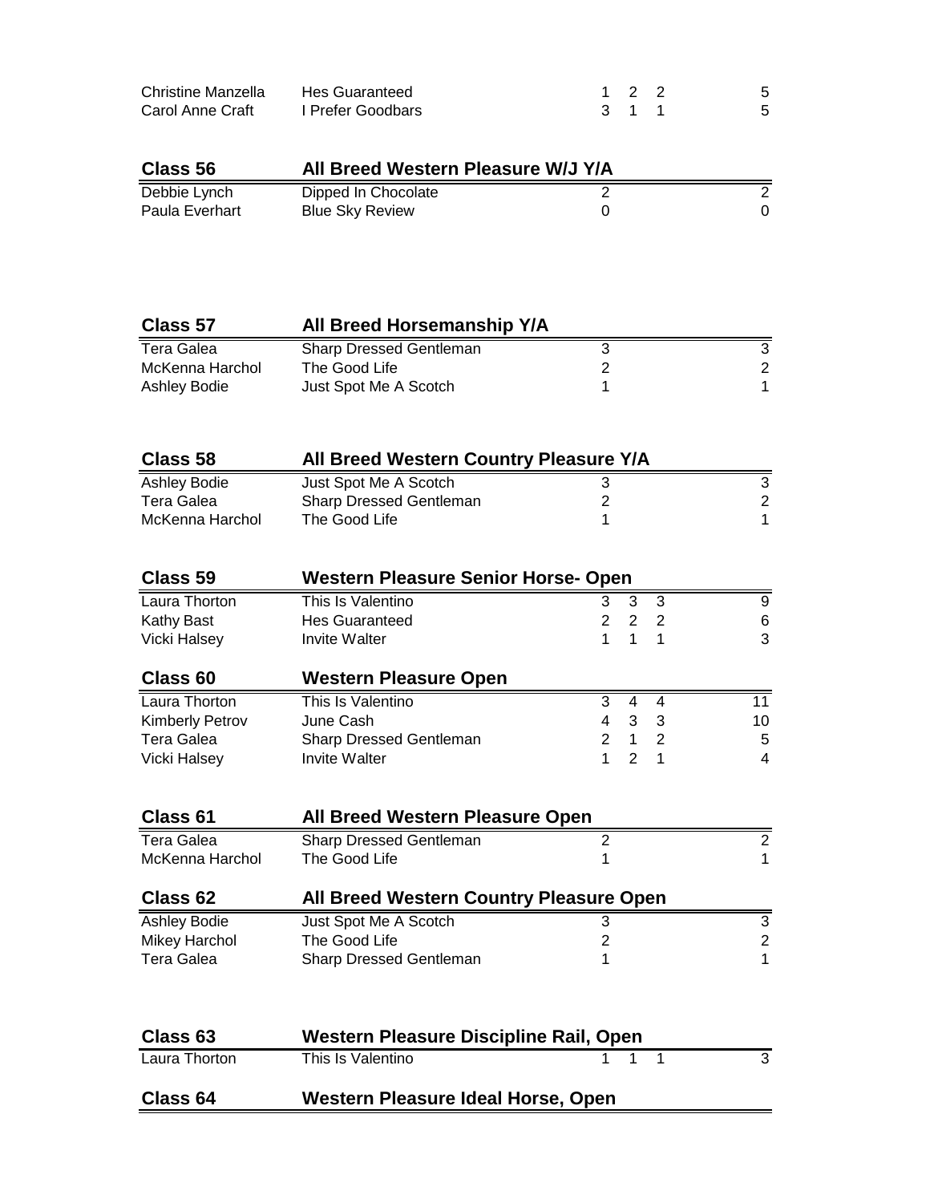| | | | | | |
|---|---|---|---|---|---|
| Christine Manzella | Hes Guaranteed | 1 | 2 | 2 | 5 |
| Carol Anne Craft | I Prefer Goodbars | 3 | 1 | 1 | 5 |

## Class 56 — All Breed Western Pleasure W/J Y/A

| | | | |
|---|---|---|---|
| Debbie Lynch | Dipped In Chocolate | 2 | 2 |
| Paula Everhart | Blue Sky Review | 0 | 0 |

## Class 57 — All Breed Horsemanship Y/A

| | | | |
|---|---|---|---|
| Tera Galea | Sharp Dressed Gentleman | 3 | 3 |
| McKenna Harchol | The Good Life | 2 | 2 |
| Ashley Bodie | Just Spot Me A Scotch | 1 | 1 |

## Class 58 — All Breed Western Country Pleasure Y/A

| | | | |
|---|---|---|---|
| Ashley Bodie | Just Spot Me A Scotch | 3 | 3 |
| Tera Galea | Sharp Dressed Gentleman | 2 | 2 |
| McKenna Harchol | The Good Life | 1 | 1 |

## Class 59 — Western Pleasure Senior Horse- Open

| | | | | | |
|---|---|---|---|---|---|
| Laura Thorton | This Is Valentino | 3 | 3 | 3 | 9 |
| Kathy Bast | Hes Guaranteed | 2 | 2 | 2 | 6 |
| Vicki Halsey | Invite Walter | 1 | 1 | 1 | 3 |

## Class 60 — Western Pleasure Open

| | | | | | |
|---|---|---|---|---|---|
| Laura Thorton | This Is Valentino | 3 | 4 | 4 | 11 |
| Kimberly Petrov | June Cash | 4 | 3 | 3 | 10 |
| Tera Galea | Sharp Dressed Gentleman | 2 | 1 | 2 | 5 |
| Vicki Halsey | Invite Walter | 1 | 2 | 1 | 4 |

## Class 61 — All Breed Western Pleasure Open

| | | | |
|---|---|---|---|
| Tera Galea | Sharp Dressed Gentleman | 2 | 2 |
| McKenna Harchol | The Good Life | 1 | 1 |

## Class 62 — All Breed Western Country Pleasure Open

| | | | |
|---|---|---|---|
| Ashley Bodie | Just Spot Me A Scotch | 3 | 3 |
| Mikey Harchol | The Good Life | 2 | 2 |
| Tera Galea | Sharp Dressed Gentleman | 1 | 1 |

## Class 63 — Western Pleasure Discipline Rail, Open

| | | | | | |
|---|---|---|---|---|---|
| Laura Thorton | This Is Valentino | 1 | 1 | 1 | 3 |

## Class 64 — Western Pleasure Ideal Horse, Open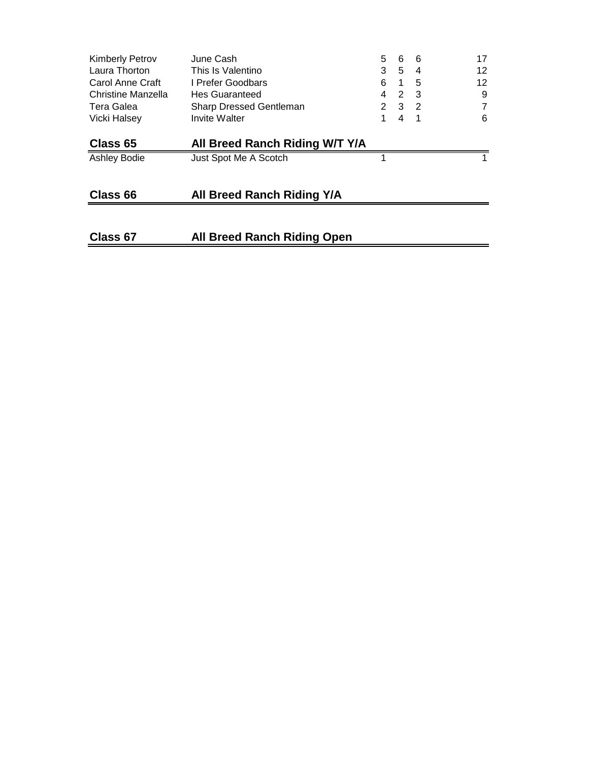| | | | | | |
|---|---|---|---|---|---|
| Kimberly Petrov | June Cash | 5 | 6 | 6 | 17 |
| Laura Thorton | This Is Valentino | 3 | 5 | 4 | 12 |
| Carol Anne Craft | I Prefer Goodbars | 6 | 1 | 5 | 12 |
| Christine Manzella | Hes Guaranteed | 4 | 2 | 3 | 9 |
| Tera Galea | Sharp Dressed Gentleman | 2 | 3 | 2 | 7 |
| Vicki Halsey | Invite Walter | 1 | 4 | 1 | 6 |

## Class 65 All Breed Ranch Riding W/T Y/A

| | | | | | |
|---|---|---|---|---|---|
| Ashley Bodie | Just Spot Me A Scotch | 1 | | | 1 |

## Class 66 All Breed Ranch Riding Y/A

## Class 67 All Breed Ranch Riding Open